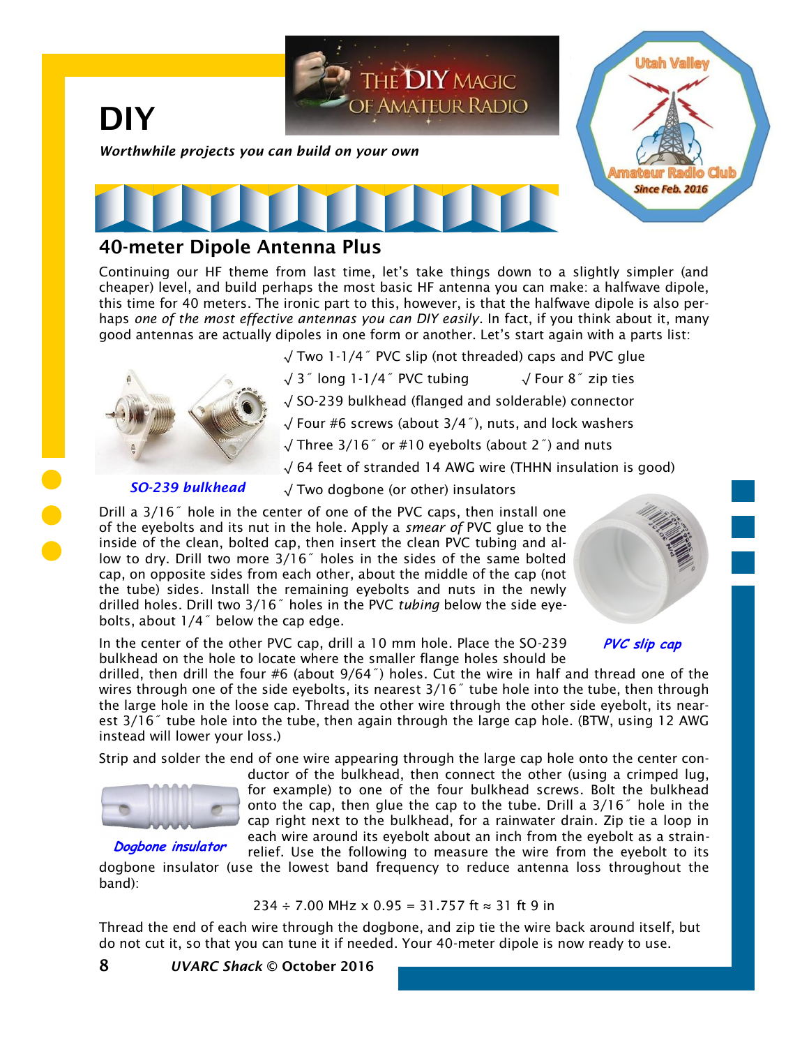# DIY

*Worthwhile projects you can build on your own*

## 40-meter Dipole Antenna Plus

Continuing our HF theme from last time, let's take things down to a slightly simpler (and cheaper) level, and build perhaps the most basic HF antenna you can make: a halfwave dipole, this time for 40 meters. The ironic part to this, however, is that the halfwave dipole is also perhaps *one of the most effective antennas you can DIY easily*. In fact, if you think about it, many good antennas are actually dipoles in one form or another. Let's start again with a parts list:

- √ Two 1-1/4˝ PVC slip (not threaded) caps and PVC glue
- √ 3˝ long 1-1/4˝ PVC tubing
- √ Four 8˝ zip ties
- √ SO-239 bulkhead (flanged and solderable) connector
- √ Four #6 screws (about 3/4˝), nuts, and lock washers
- √ Three 3/16˝ or #10 eyebolts (about 2˝) and nuts
- √ 64 feet of stranded 14 AWG wire (THHN insulation is good)
- √ Two dogbone (or other) insulators

*SO-239 bulkhead*

Drill a 3/16˝ hole in the center of one of the PVC caps, then install one of the eyebolts and its nut in the hole. Apply a *smear of* PVC glue to the inside of the clean, bolted cap, then insert the clean PVC tubing and allow to dry. Drill two more 3/16˝ holes in the sides of the same bolted cap, on opposite sides from each other, about the middle of the cap (not the tube) sides. Install the remaining eyebolts and nuts in the newly drilled holes. Drill two 3/16˝ holes in the PVC *tubing* below the side eyebolts, about 1/4˝ below the cap edge.

*PVC slip cap*

In the center of the other PVC cap, drill a 10 mm hole. Place the SO-239 bulkhead on the hole to locate where the smaller flange holes should be drilled, then drill the four #6 (about 9/64˝) holes. Cut the wire in half and thread one of the wires through one of the side eyebolts, its nearest 3/16˝ tube hole into the tube, then through the large hole in the loose cap. Thread the other wire through the other side eyebolt, its nearest 3/16˝ tube hole into the tube, then again through the large cap hole. (BTW, using 12 AWG instead will lower your loss.)

Strip and solder the end of one wire appearing through the large cap hole onto the center conductor of the bulkhead, then connect the other (using a crimped lug, for example) to one of the four bulkhead screws. Bolt the bulkhead onto the cap, then glue the cap to the tube. Drill a 3/16˝ hole in the cap right next to the bulkhead, for a rainwater drain. Zip tie a loop in each wire around its eyebolt about an inch from the eyebolt as a strain-relief. Use the following to measure the wire from the eyebolt to its dogbone insulator (use the lowest band frequency to reduce antenna loss throughout the band):

*Dogbone insulator*

$$234 \div 7.00 \text{ MHz} \times 0.95 = 31.757 \text{ ft} \approx 31 \text{ ft } 9 \text{ in}$$

Thread the end of each wire through the dogbone, and zip tie the wire back around itself, but do not cut it, so that you can tune it if needed. Your 40-meter dipole is now ready to use.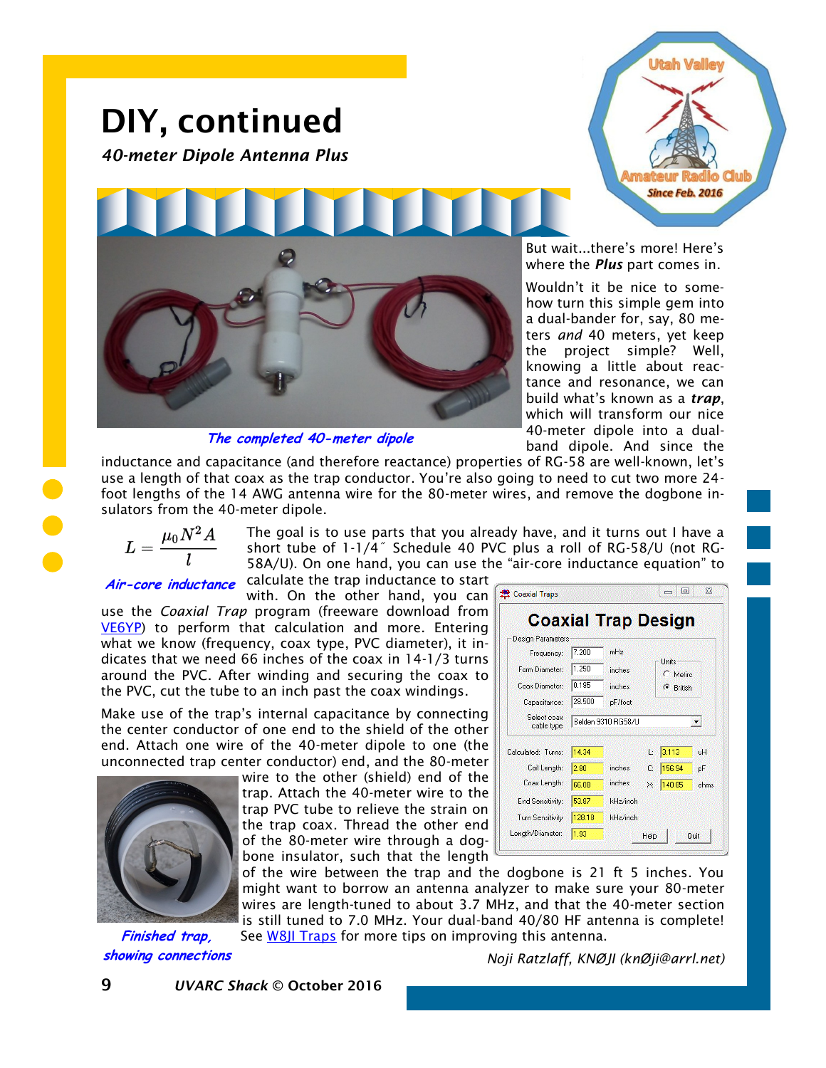# DIY, continued

*40-meter Dipole Antenna Plus*

*The completed 40-meter dipole*

But wait...there's more! Here's where the ***Plus*** part comes in.

Wouldn't it be nice to somehow turn this simple gem into a dual-bander for, say, 80 meters *and* 40 meters, yet keep the project simple? Well, knowing a little about reactance and resonance, we can build what's known as a ***trap***, which will transform our nice 40-meter dipole into a dual-band dipole. And since the inductance and capacitance (and therefore reactance) properties of RG-58 are well-known, let's use a length of that coax as the trap conductor. You're also going to need to cut two more 24-foot lengths of the 14 AWG antenna wire for the 80-meter wires, and remove the dogbone insulators from the 40-meter dipole.

$$L = \frac{\mu_0 N^2 A}{l}$$

*Air-core inductance*

The goal is to use parts that you already have, and it turns out I have a short tube of 1-1/4″ Schedule 40 PVC plus a roll of RG-58/U (not RG-58A/U). On one hand, you can use the "air-core inductance equation" to calculate the trap inductance to start with. On the other hand, you can use the *Coaxial Trap* program (freeware download from VE6YP) to perform that calculation and more. Entering what we know (frequency, coax type, PVC diameter), it indicates that we need 66 inches of the coax in 14-1/3 turns around the PVC. After winding and securing the coax to the PVC, cut the tube to an inch past the coax windings.

Coaxial Traps

**Coaxial Trap Design**

Design Parameters

| | | |
|---|---|---|
| Frequency: | 7.200 | mHz |
| Form Diameter: | 1.250 | inches |
| Coax Diameter: | 0.195 | inches |
| Capacitance: | 28.500 | pF/foot |
| Select coax cable type | Belden 9310 RG58/U | |

Units: Metric / British

| | | | | | |
|---|---|---|---|---|---|
| Calculated: Turns: | 14.34 | | L: | 3.113 | uH |
| Coil Length: | 2.80 | inches | C: | 156.94 | pF |
| Coax Length: | 66.08 | inches | X: | 140.65 | ohms |
| End Sensitivity: | 53.67 | KHz/inch | | | |
| Turn Sensitivity: | 128.18 | KHz/inch | | | |
| Length/Diameter: | 1.93 | | | | |

Help Quit

Make use of the trap's internal capacitance by connecting the center conductor of one end to the shield of the other end. Attach one wire of the 40-meter dipole to one (the unconnected trap center conductor) end, and the 80-meter wire to the other (shield) end of the trap. Attach the 40-meter wire to the trap PVC tube to relieve the strain on the trap coax. Thread the other end of the 80-meter wire through a dogbone insulator, such that the length of the wire between the trap and the dogbone is 21 ft 5 inches. You might want to borrow an antenna analyzer to make sure your 80-meter wires are length-tuned to about 3.7 MHz, and that the 40-meter section is still tuned to 7.0 MHz. Your dual-band 40/80 HF antenna is complete! See W8JI Traps for more tips on improving this antenna.

*Finished trap, showing connections*

*Noji Ratzlaff, KNØJI (knØji@arrl.net)*